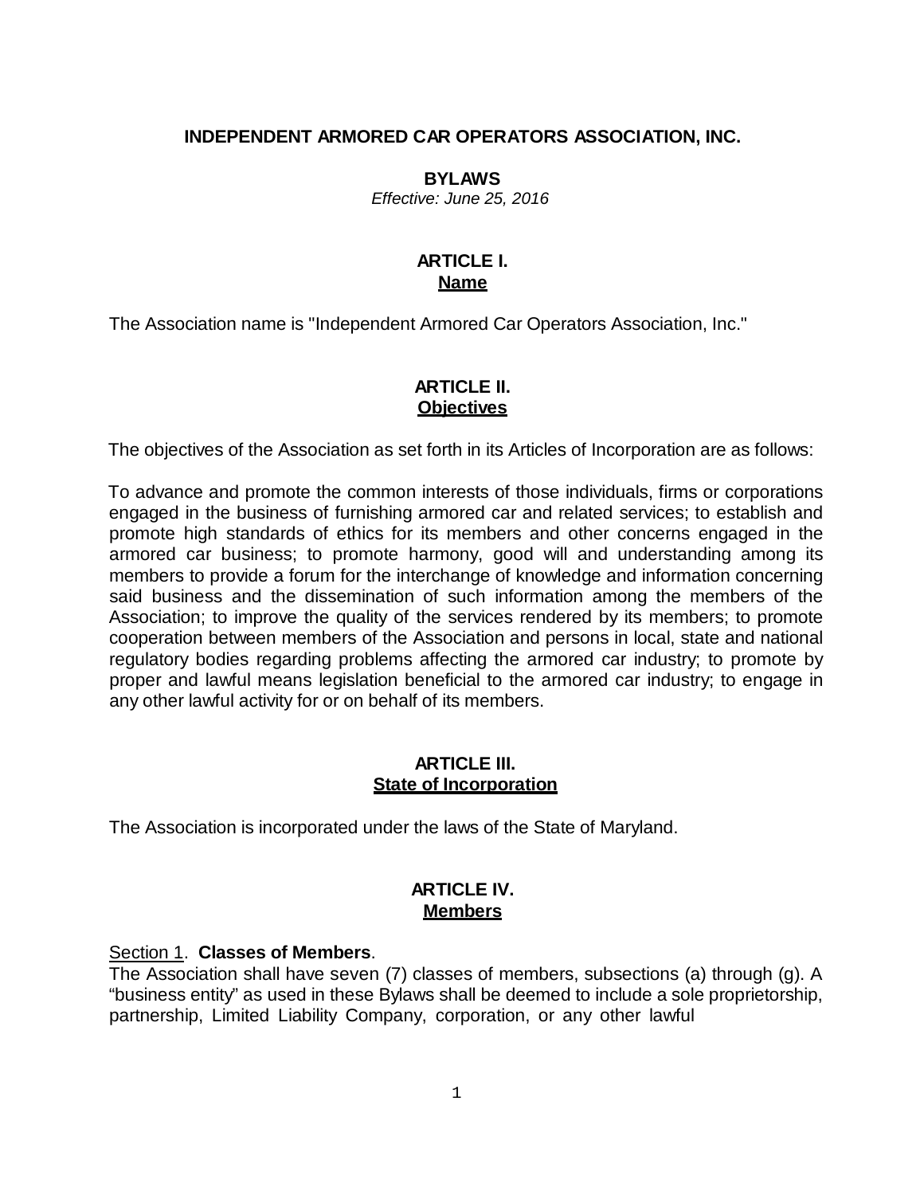# INDEPENDENT ARMORED CAR OPERATORS ASSOCIATION, INC.

## BYLAWS

*Effective: June 25, 2016*

## ARTICLE I.
## Name

The Association name is "Independent Armored Car Operators Association, Inc."

## ARTICLE II.
## Objectives

The objectives of the Association as set forth in its Articles of Incorporation are as follows:

To advance and promote the common interests of those individuals, firms or corporations engaged in the business of furnishing armored car and related services; to establish and promote high standards of ethics for its members and other concerns engaged in the armored car business; to promote harmony, good will and understanding among its members to provide a forum for the interchange of knowledge and information concerning said business and the dissemination of such information among the members of the Association; to improve the quality of the services rendered by its members; to promote cooperation between members of the Association and persons in local, state and national regulatory bodies regarding problems affecting the armored car industry; to promote by proper and lawful means legislation beneficial to the armored car industry; to engage in any other lawful activity for or on behalf of its members.

## ARTICLE III.
## State of Incorporation

The Association is incorporated under the laws of the State of Maryland.

## ARTICLE IV.
## Members

Section 1. **Classes of Members**.
The Association shall have seven (7) classes of members, subsections (a) through (g). A "business entity" as used in these Bylaws shall be deemed to include a sole proprietorship, partnership, Limited Liability Company, corporation, or any other lawful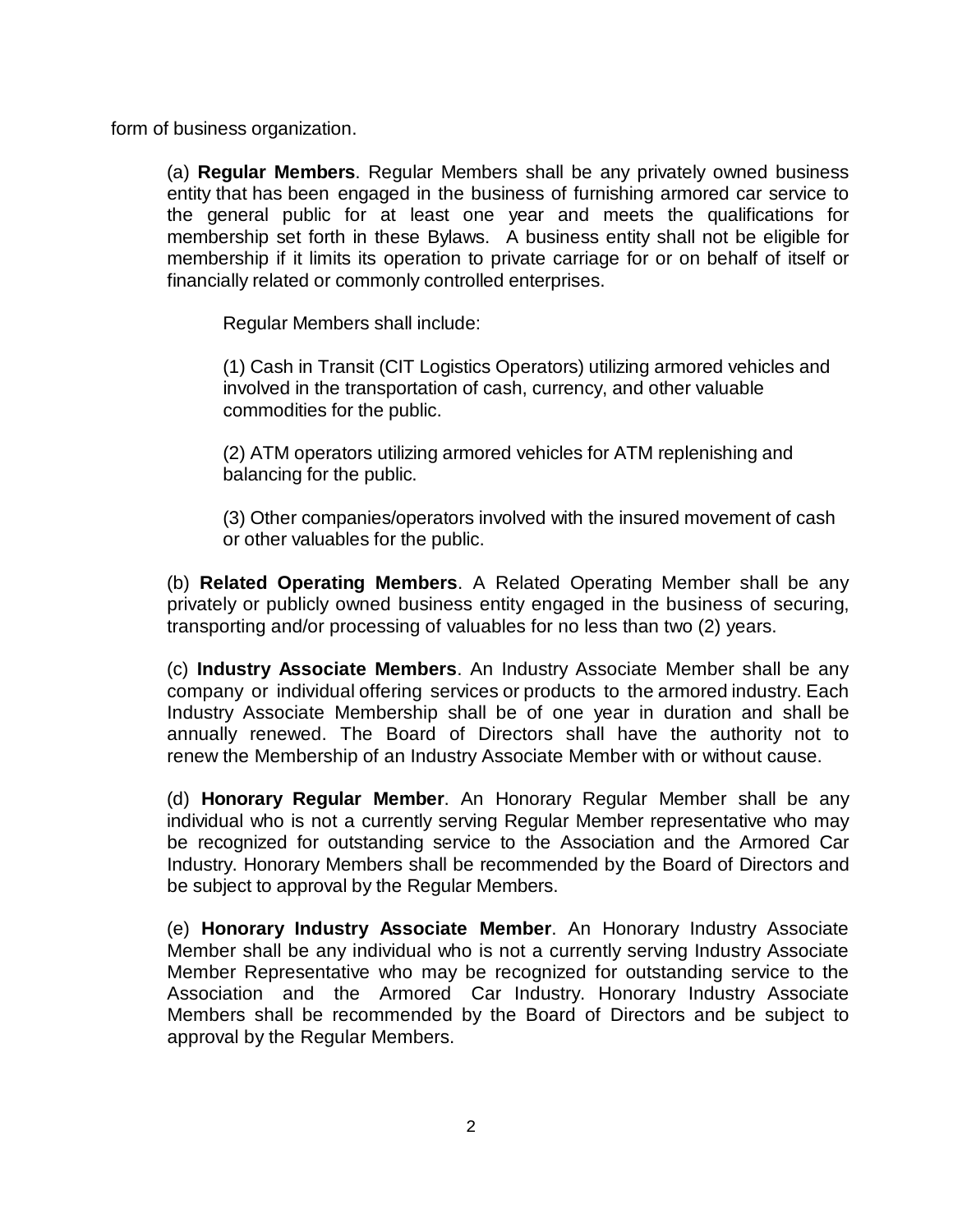form of business organization.

(a) **Regular Members**. Regular Members shall be any privately owned business entity that has been engaged in the business of furnishing armored car service to the general public for at least one year and meets the qualifications for membership set forth in these Bylaws. A business entity shall not be eligible for membership if it limits its operation to private carriage for or on behalf of itself or financially related or commonly controlled enterprises.

Regular Members shall include:

(1) Cash in Transit (CIT Logistics Operators) utilizing armored vehicles and involved in the transportation of cash, currency, and other valuable commodities for the public.

(2) ATM operators utilizing armored vehicles for ATM replenishing and balancing for the public.

(3) Other companies/operators involved with the insured movement of cash or other valuables for the public.

(b) **Related Operating Members**. A Related Operating Member shall be any privately or publicly owned business entity engaged in the business of securing, transporting and/or processing of valuables for no less than two (2) years.

(c) **Industry Associate Members**. An Industry Associate Member shall be any company or individual offering services or products to the armored industry. Each Industry Associate Membership shall be of one year in duration and shall be annually renewed. The Board of Directors shall have the authority not to renew the Membership of an Industry Associate Member with or without cause.

(d) **Honorary Regular Member**. An Honorary Regular Member shall be any individual who is not a currently serving Regular Member representative who may be recognized for outstanding service to the Association and the Armored Car Industry. Honorary Members shall be recommended by the Board of Directors and be subject to approval by the Regular Members.

(e) **Honorary Industry Associate Member**. An Honorary Industry Associate Member shall be any individual who is not a currently serving Industry Associate Member Representative who may be recognized for outstanding service to the Association and the Armored Car Industry. Honorary Industry Associate Members shall be recommended by the Board of Directors and be subject to approval by the Regular Members.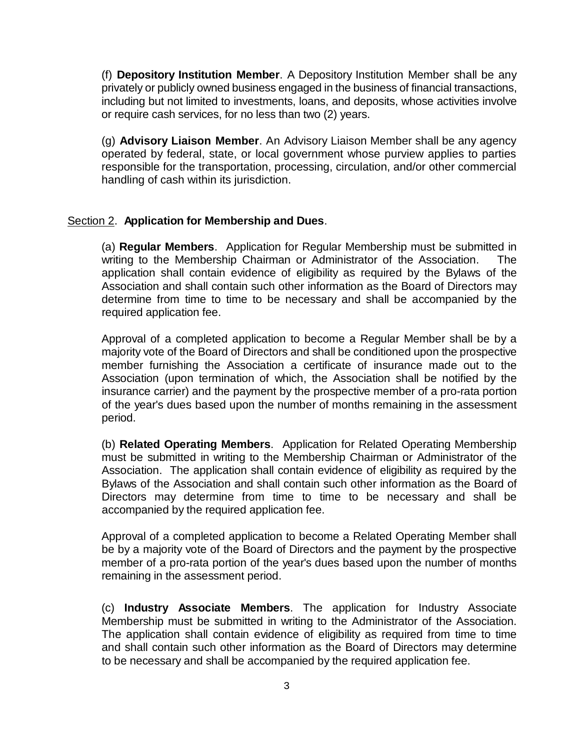(f) **Depository Institution Member**. A Depository Institution Member shall be any privately or publicly owned business engaged in the business of financial transactions, including but not limited to investments, loans, and deposits, whose activities involve or require cash services, for no less than two (2) years.

(g) **Advisory Liaison Member**. An Advisory Liaison Member shall be any agency operated by federal, state, or local government whose purview applies to parties responsible for the transportation, processing, circulation, and/or other commercial handling of cash within its jurisdiction.

Section 2. **Application for Membership and Dues**.

(a) **Regular Members**. Application for Regular Membership must be submitted in writing to the Membership Chairman or Administrator of the Association. The application shall contain evidence of eligibility as required by the Bylaws of the Association and shall contain such other information as the Board of Directors may determine from time to time to be necessary and shall be accompanied by the required application fee.

Approval of a completed application to become a Regular Member shall be by a majority vote of the Board of Directors and shall be conditioned upon the prospective member furnishing the Association a certificate of insurance made out to the Association (upon termination of which, the Association shall be notified by the insurance carrier) and the payment by the prospective member of a pro-rata portion of the year's dues based upon the number of months remaining in the assessment period.

(b) **Related Operating Members**. Application for Related Operating Membership must be submitted in writing to the Membership Chairman or Administrator of the Association. The application shall contain evidence of eligibility as required by the Bylaws of the Association and shall contain such other information as the Board of Directors may determine from time to time to be necessary and shall be accompanied by the required application fee.

Approval of a completed application to become a Related Operating Member shall be by a majority vote of the Board of Directors and the payment by the prospective member of a pro-rata portion of the year's dues based upon the number of months remaining in the assessment period.

(c) **Industry Associate Members**. The application for Industry Associate Membership must be submitted in writing to the Administrator of the Association. The application shall contain evidence of eligibility as required from time to time and shall contain such other information as the Board of Directors may determine to be necessary and shall be accompanied by the required application fee.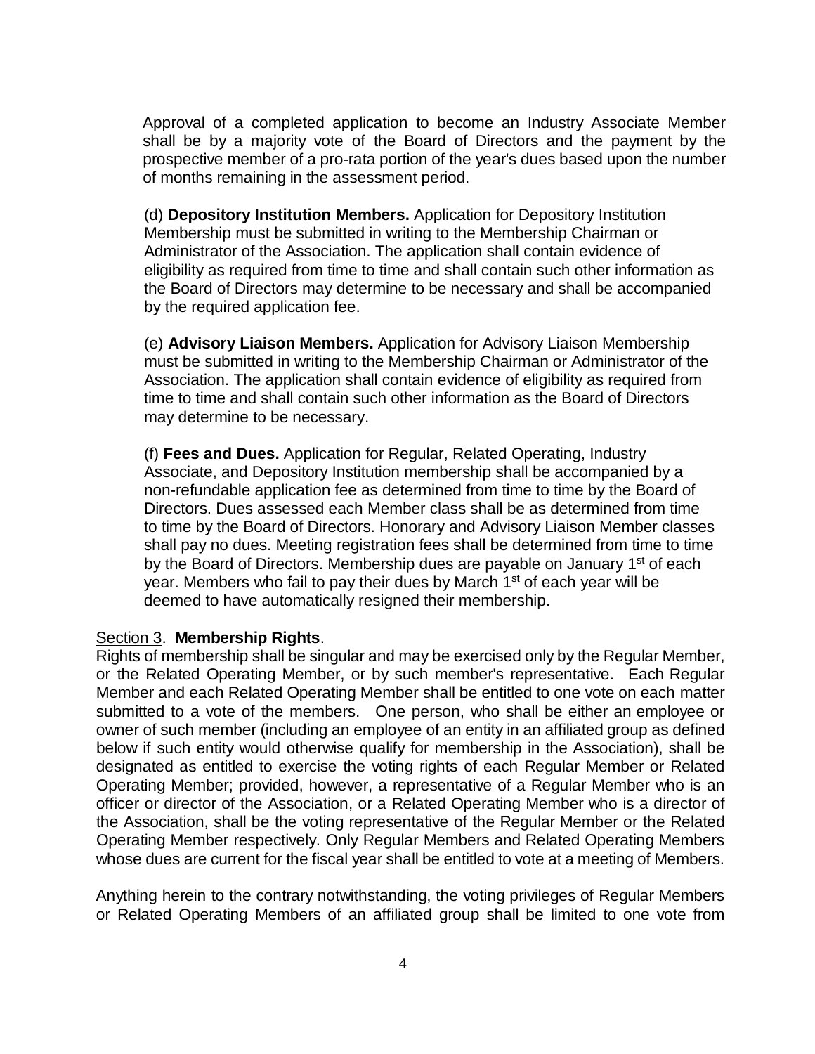Approval of a completed application to become an Industry Associate Member shall be by a majority vote of the Board of Directors and the payment by the prospective member of a pro-rata portion of the year's dues based upon the number of months remaining in the assessment period.

(d) **Depository Institution Members.** Application for Depository Institution Membership must be submitted in writing to the Membership Chairman or Administrator of the Association. The application shall contain evidence of eligibility as required from time to time and shall contain such other information as the Board of Directors may determine to be necessary and shall be accompanied by the required application fee.

(e) **Advisory Liaison Members.** Application for Advisory Liaison Membership must be submitted in writing to the Membership Chairman or Administrator of the Association. The application shall contain evidence of eligibility as required from time to time and shall contain such other information as the Board of Directors may determine to be necessary.

(f) **Fees and Dues.** Application for Regular, Related Operating, Industry Associate, and Depository Institution membership shall be accompanied by a non-refundable application fee as determined from time to time by the Board of Directors. Dues assessed each Member class shall be as determined from time to time by the Board of Directors. Honorary and Advisory Liaison Member classes shall pay no dues. Meeting registration fees shall be determined from time to time by the Board of Directors. Membership dues are payable on January 1st of each year. Members who fail to pay their dues by March 1st of each year will be deemed to have automatically resigned their membership.

Section 3. **Membership Rights**.

Rights of membership shall be singular and may be exercised only by the Regular Member, or the Related Operating Member, or by such member's representative. Each Regular Member and each Related Operating Member shall be entitled to one vote on each matter submitted to a vote of the members. One person, who shall be either an employee or owner of such member (including an employee of an entity in an affiliated group as defined below if such entity would otherwise qualify for membership in the Association), shall be designated as entitled to exercise the voting rights of each Regular Member or Related Operating Member; provided, however, a representative of a Regular Member who is an officer or director of the Association, or a Related Operating Member who is a director of the Association, shall be the voting representative of the Regular Member or the Related Operating Member respectively. Only Regular Members and Related Operating Members whose dues are current for the fiscal year shall be entitled to vote at a meeting of Members.

Anything herein to the contrary notwithstanding, the voting privileges of Regular Members or Related Operating Members of an affiliated group shall be limited to one vote from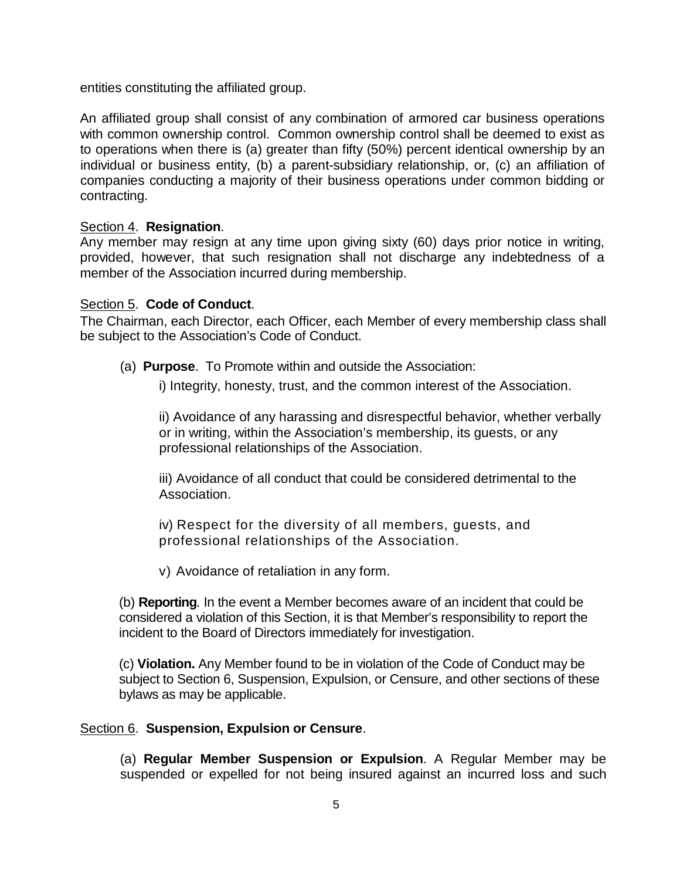entities constituting the affiliated group.

An affiliated group shall consist of any combination of armored car business operations with common ownership control. Common ownership control shall be deemed to exist as to operations when there is (a) greater than fifty (50%) percent identical ownership by an individual or business entity, (b) a parent-subsidiary relationship, or, (c) an affiliation of companies conducting a majority of their business operations under common bidding or contracting.

Section 4. **Resignation**.

Any member may resign at any time upon giving sixty (60) days prior notice in writing, provided, however, that such resignation shall not discharge any indebtedness of a member of the Association incurred during membership.

Section 5. **Code of Conduct**.

The Chairman, each Director, each Officer, each Member of every membership class shall be subject to the Association's Code of Conduct.

(a) **Purpose**. To Promote within and outside the Association:

i) Integrity, honesty, trust, and the common interest of the Association.

ii) Avoidance of any harassing and disrespectful behavior, whether verbally or in writing, within the Association's membership, its guests, or any professional relationships of the Association.

iii) Avoidance of all conduct that could be considered detrimental to the Association.

iv) Respect for the diversity of all members, guests, and professional relationships of the Association.

v) Avoidance of retaliation in any form.

(b) **Reporting**. In the event a Member becomes aware of an incident that could be considered a violation of this Section, it is that Member's responsibility to report the incident to the Board of Directors immediately for investigation.

(c) **Violation.** Any Member found to be in violation of the Code of Conduct may be subject to Section 6, Suspension, Expulsion, or Censure, and other sections of these bylaws as may be applicable.

Section 6. **Suspension, Expulsion or Censure**.

(a) **Regular Member Suspension or Expulsion**. A Regular Member may be suspended or expelled for not being insured against an incurred loss and such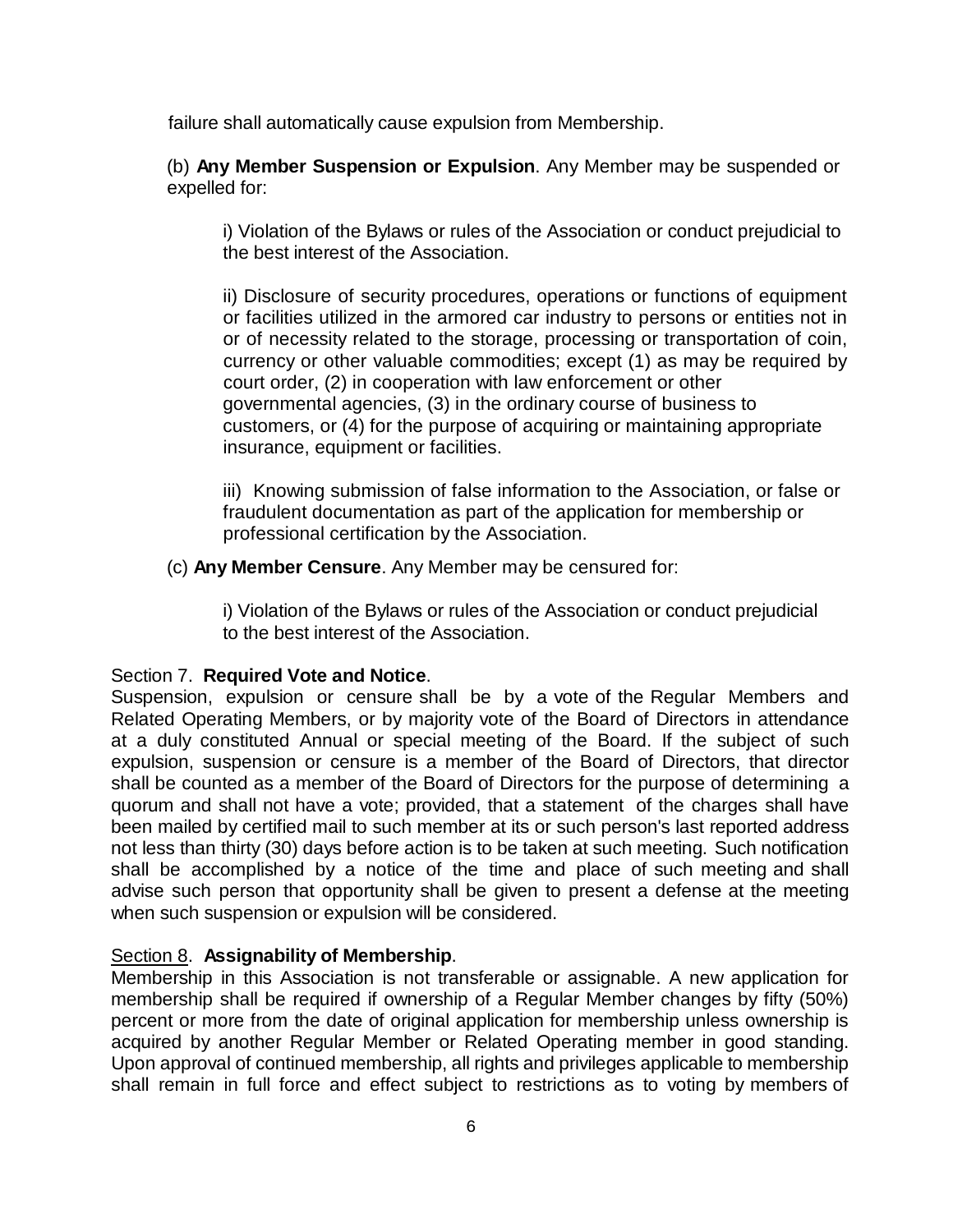failure shall automatically cause expulsion from Membership.

(b) **Any Member Suspension or Expulsion**. Any Member may be suspended or expelled for:

i) Violation of the Bylaws or rules of the Association or conduct prejudicial to the best interest of the Association.

ii) Disclosure of security procedures, operations or functions of equipment or facilities utilized in the armored car industry to persons or entities not in or of necessity related to the storage, processing or transportation of coin, currency or other valuable commodities; except (1) as may be required by court order, (2) in cooperation with law enforcement or other governmental agencies, (3) in the ordinary course of business to customers, or (4) for the purpose of acquiring or maintaining appropriate insurance, equipment or facilities.

iii) Knowing submission of false information to the Association, or false or fraudulent documentation as part of the application for membership or professional certification by the Association.

(c) **Any Member Censure**. Any Member may be censured for:

i) Violation of the Bylaws or rules of the Association or conduct prejudicial to the best interest of the Association.

Section 7. **Required Vote and Notice**.

Suspension, expulsion or censure shall be by a vote of the Regular Members and Related Operating Members, or by majority vote of the Board of Directors in attendance at a duly constituted Annual or special meeting of the Board. If the subject of such expulsion, suspension or censure is a member of the Board of Directors, that director shall be counted as a member of the Board of Directors for the purpose of determining a quorum and shall not have a vote; provided, that a statement of the charges shall have been mailed by certified mail to such member at its or such person's last reported address not less than thirty (30) days before action is to be taken at such meeting. Such notification shall be accomplished by a notice of the time and place of such meeting and shall advise such person that opportunity shall be given to present a defense at the meeting when such suspension or expulsion will be considered.

Section 8. **Assignability of Membership**.

Membership in this Association is not transferable or assignable. A new application for membership shall be required if ownership of a Regular Member changes by fifty (50%) percent or more from the date of original application for membership unless ownership is acquired by another Regular Member or Related Operating member in good standing. Upon approval of continued membership, all rights and privileges applicable to membership shall remain in full force and effect subject to restrictions as to voting by members of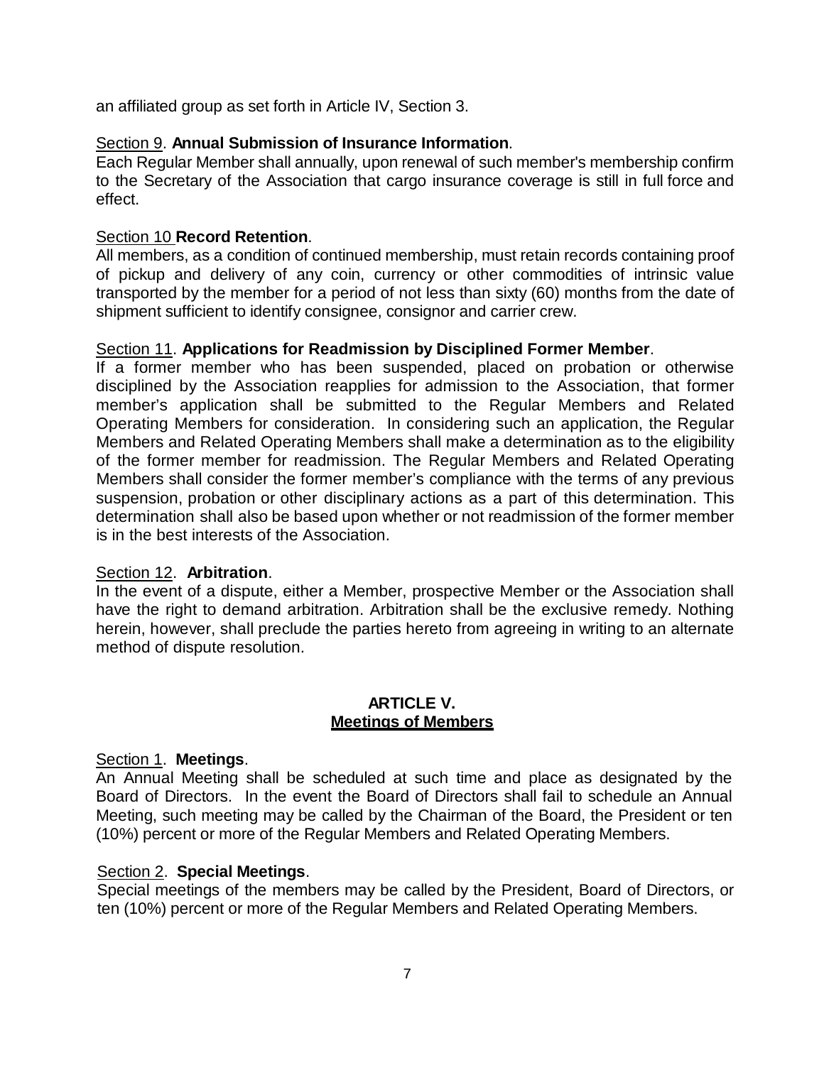an affiliated group as set forth in Article IV, Section 3.

Section 9. **Annual Submission of Insurance Information**.
Each Regular Member shall annually, upon renewal of such member's membership confirm to the Secretary of the Association that cargo insurance coverage is still in full force and effect.

Section 10 **Record Retention**.
All members, as a condition of continued membership, must retain records containing proof of pickup and delivery of any coin, currency or other commodities of intrinsic value transported by the member for a period of not less than sixty (60) months from the date of shipment sufficient to identify consignee, consignor and carrier crew.

Section 11. **Applications for Readmission by Disciplined Former Member**.
If a former member who has been suspended, placed on probation or otherwise disciplined by the Association reapplies for admission to the Association, that former member's application shall be submitted to the Regular Members and Related Operating Members for consideration. In considering such an application, the Regular Members and Related Operating Members shall make a determination as to the eligibility of the former member for readmission. The Regular Members and Related Operating Members shall consider the former member's compliance with the terms of any previous suspension, probation or other disciplinary actions as a part of this determination. This determination shall also be based upon whether or not readmission of the former member is in the best interests of the Association.

Section 12. **Arbitration**.
In the event of a dispute, either a Member, prospective Member or the Association shall have the right to demand arbitration. Arbitration shall be the exclusive remedy. Nothing herein, however, shall preclude the parties hereto from agreeing in writing to an alternate method of dispute resolution.

## ARTICLE V.
## Meetings of Members

Section 1. **Meetings**.
An Annual Meeting shall be scheduled at such time and place as designated by the Board of Directors. In the event the Board of Directors shall fail to schedule an Annual Meeting, such meeting may be called by the Chairman of the Board, the President or ten (10%) percent or more of the Regular Members and Related Operating Members.

Section 2. **Special Meetings**.
Special meetings of the members may be called by the President, Board of Directors, or ten (10%) percent or more of the Regular Members and Related Operating Members.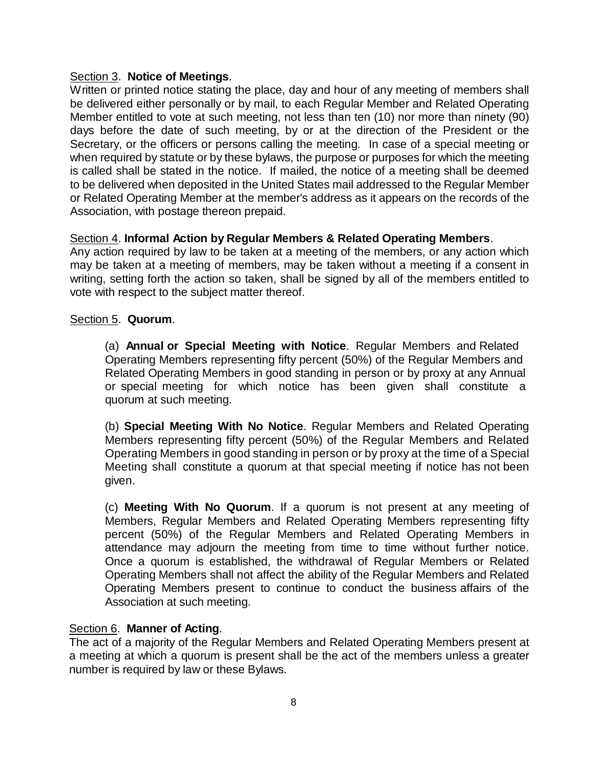Section 3. **Notice of Meetings**.
Written or printed notice stating the place, day and hour of any meeting of members shall be delivered either personally or by mail, to each Regular Member and Related Operating Member entitled to vote at such meeting, not less than ten (10) nor more than ninety (90) days before the date of such meeting, by or at the direction of the President or the Secretary, or the officers or persons calling the meeting. In case of a special meeting or when required by statute or by these bylaws, the purpose or purposes for which the meeting is called shall be stated in the notice. If mailed, the notice of a meeting shall be deemed to be delivered when deposited in the United States mail addressed to the Regular Member or Related Operating Member at the member's address as it appears on the records of the Association, with postage thereon prepaid.

Section 4. **Informal Action by Regular Members & Related Operating Members**.
Any action required by law to be taken at a meeting of the members, or any action which may be taken at a meeting of members, may be taken without a meeting if a consent in writing, setting forth the action so taken, shall be signed by all of the members entitled to vote with respect to the subject matter thereof.

Section 5. **Quorum**.

(a) **Annual or Special Meeting with Notice**. Regular Members and Related Operating Members representing fifty percent (50%) of the Regular Members and Related Operating Members in good standing in person or by proxy at any Annual or special meeting for which notice has been given shall constitute a quorum at such meeting.

(b) **Special Meeting With No Notice**. Regular Members and Related Operating Members representing fifty percent (50%) of the Regular Members and Related Operating Members in good standing in person or by proxy at the time of a Special Meeting shall constitute a quorum at that special meeting if notice has not been given.

(c) **Meeting With No Quorum**. If a quorum is not present at any meeting of Members, Regular Members and Related Operating Members representing fifty percent (50%) of the Regular Members and Related Operating Members in attendance may adjourn the meeting from time to time without further notice. Once a quorum is established, the withdrawal of Regular Members or Related Operating Members shall not affect the ability of the Regular Members and Related Operating Members present to continue to conduct the business affairs of the Association at such meeting.

Section 6. **Manner of Acting**.
The act of a majority of the Regular Members and Related Operating Members present at a meeting at which a quorum is present shall be the act of the members unless a greater number is required by law or these Bylaws.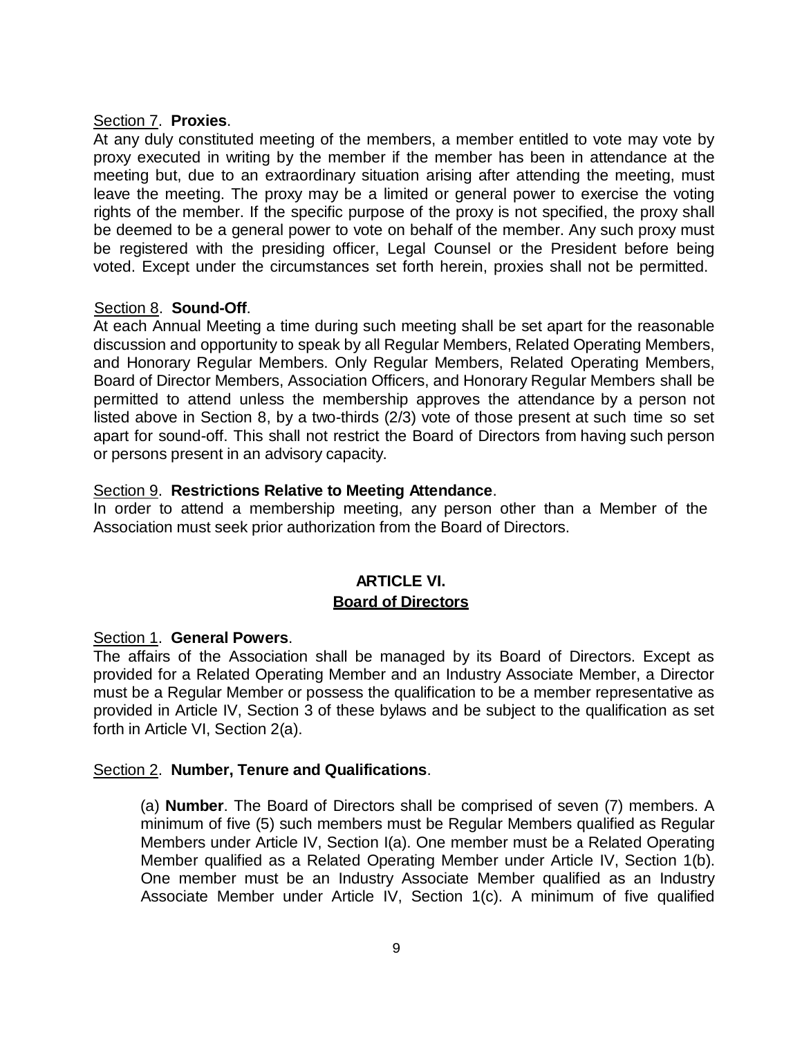Section 7. **Proxies**.
At any duly constituted meeting of the members, a member entitled to vote may vote by proxy executed in writing by the member if the member has been in attendance at the meeting but, due to an extraordinary situation arising after attending the meeting, must leave the meeting. The proxy may be a limited or general power to exercise the voting rights of the member. If the specific purpose of the proxy is not specified, the proxy shall be deemed to be a general power to vote on behalf of the member. Any such proxy must be registered with the presiding officer, Legal Counsel or the President before being voted. Except under the circumstances set forth herein, proxies shall not be permitted.

Section 8. **Sound-Off**.
At each Annual Meeting a time during such meeting shall be set apart for the reasonable discussion and opportunity to speak by all Regular Members, Related Operating Members, and Honorary Regular Members. Only Regular Members, Related Operating Members, Board of Director Members, Association Officers, and Honorary Regular Members shall be permitted to attend unless the membership approves the attendance by a person not listed above in Section 8, by a two-thirds (2/3) vote of those present at such time so set apart for sound-off. This shall not restrict the Board of Directors from having such person or persons present in an advisory capacity.

Section 9. **Restrictions Relative to Meeting Attendance**.
In order to attend a membership meeting, any person other than a Member of the Association must seek prior authorization from the Board of Directors.

## ARTICLE VI.
## Board of Directors

Section 1. **General Powers**.
The affairs of the Association shall be managed by its Board of Directors. Except as provided for a Related Operating Member and an Industry Associate Member, a Director must be a Regular Member or possess the qualification to be a member representative as provided in Article IV, Section 3 of these bylaws and be subject to the qualification as set forth in Article VI, Section 2(a).

Section 2. **Number, Tenure and Qualifications**.

(a) **Number**. The Board of Directors shall be comprised of seven (7) members. A minimum of five (5) such members must be Regular Members qualified as Regular Members under Article IV, Section I(a). One member must be a Related Operating Member qualified as a Related Operating Member under Article IV, Section 1(b). One member must be an Industry Associate Member qualified as an Industry Associate Member under Article IV, Section 1(c). A minimum of five qualified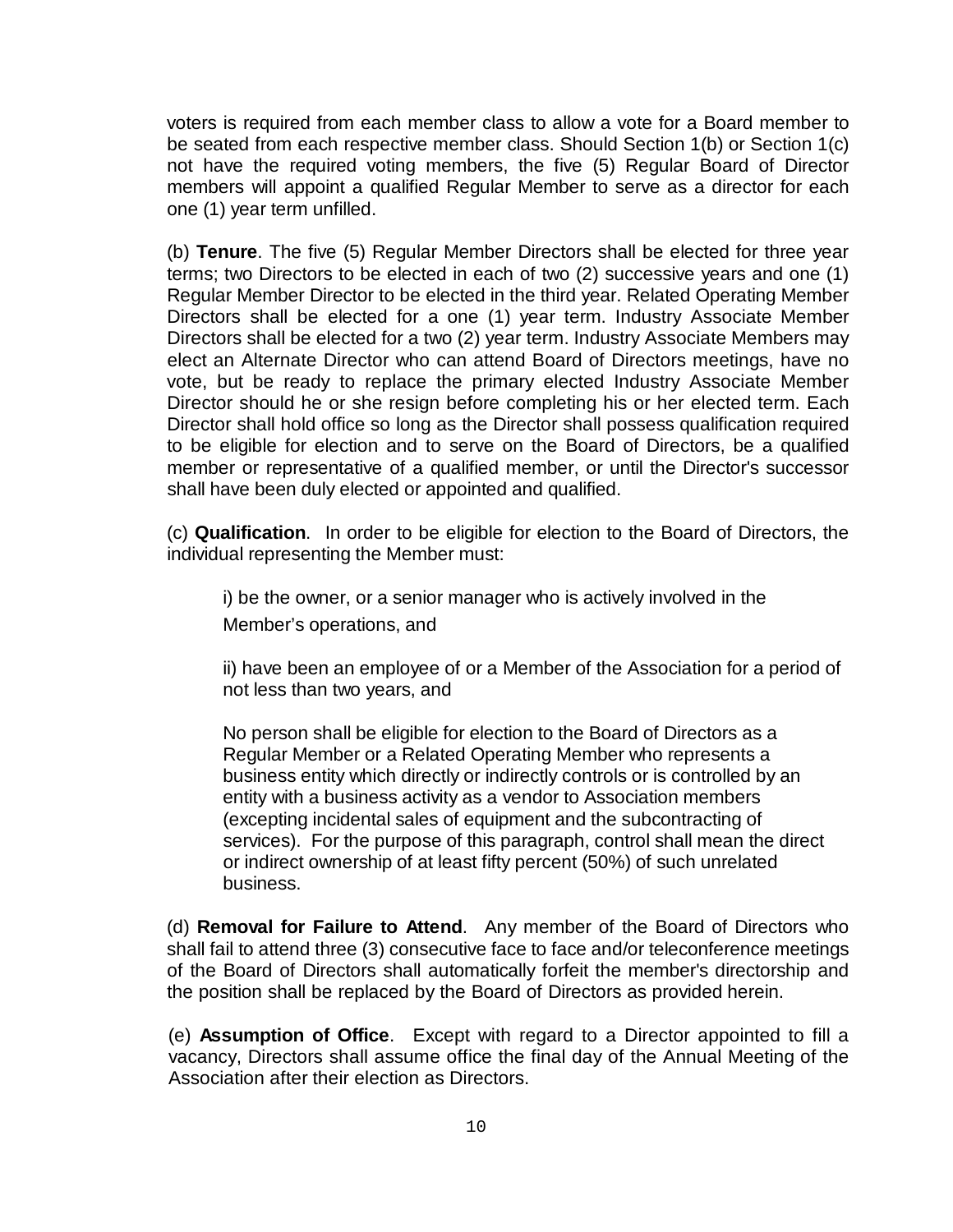voters is required from each member class to allow a vote for a Board member to be seated from each respective member class. Should Section 1(b) or Section 1(c) not have the required voting members, the five (5) Regular Board of Director members will appoint a qualified Regular Member to serve as a director for each one (1) year term unfilled.

(b) **Tenure**. The five (5) Regular Member Directors shall be elected for three year terms; two Directors to be elected in each of two (2) successive years and one (1) Regular Member Director to be elected in the third year. Related Operating Member Directors shall be elected for a one (1) year term. Industry Associate Member Directors shall be elected for a two (2) year term. Industry Associate Members may elect an Alternate Director who can attend Board of Directors meetings, have no vote, but be ready to replace the primary elected Industry Associate Member Director should he or she resign before completing his or her elected term. Each Director shall hold office so long as the Director shall possess qualification required to be eligible for election and to serve on the Board of Directors, be a qualified member or representative of a qualified member, or until the Director's successor shall have been duly elected or appointed and qualified.

(c) **Qualification**. In order to be eligible for election to the Board of Directors, the individual representing the Member must:

i) be the owner, or a senior manager who is actively involved in the Member's operations, and

ii) have been an employee of or a Member of the Association for a period of not less than two years, and

No person shall be eligible for election to the Board of Directors as a Regular Member or a Related Operating Member who represents a business entity which directly or indirectly controls or is controlled by an entity with a business activity as a vendor to Association members (excepting incidental sales of equipment and the subcontracting of services). For the purpose of this paragraph, control shall mean the direct or indirect ownership of at least fifty percent (50%) of such unrelated business.

(d) **Removal for Failure to Attend**. Any member of the Board of Directors who shall fail to attend three (3) consecutive face to face and/or teleconference meetings of the Board of Directors shall automatically forfeit the member's directorship and the position shall be replaced by the Board of Directors as provided herein.

(e) **Assumption of Office**. Except with regard to a Director appointed to fill a vacancy, Directors shall assume office the final day of the Annual Meeting of the Association after their election as Directors.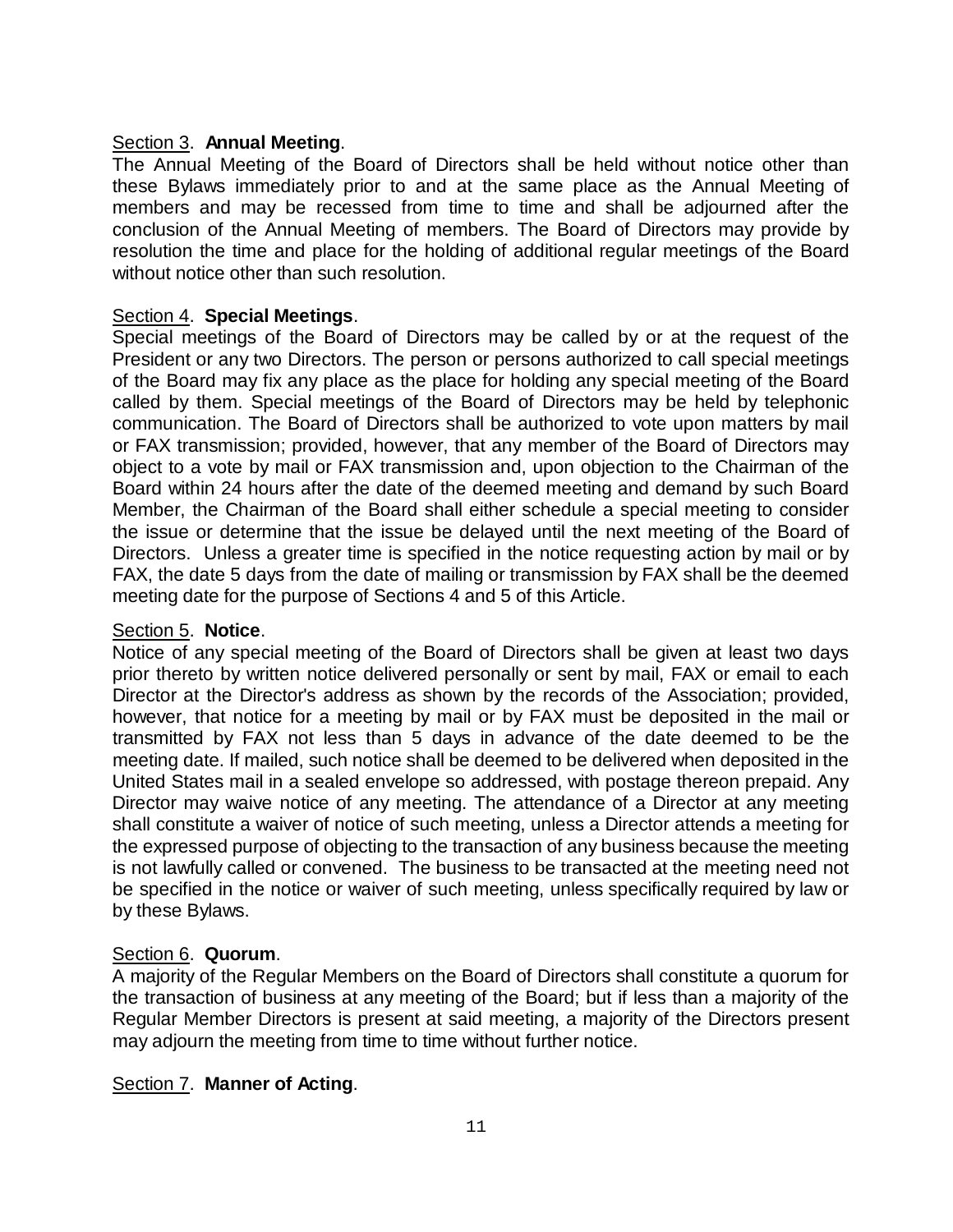Section 3. **Annual Meeting**.

The Annual Meeting of the Board of Directors shall be held without notice other than these Bylaws immediately prior to and at the same place as the Annual Meeting of members and may be recessed from time to time and shall be adjourned after the conclusion of the Annual Meeting of members. The Board of Directors may provide by resolution the time and place for the holding of additional regular meetings of the Board without notice other than such resolution.

Section 4. **Special Meetings**.

Special meetings of the Board of Directors may be called by or at the request of the President or any two Directors. The person or persons authorized to call special meetings of the Board may fix any place as the place for holding any special meeting of the Board called by them. Special meetings of the Board of Directors may be held by telephonic communication. The Board of Directors shall be authorized to vote upon matters by mail or FAX transmission; provided, however, that any member of the Board of Directors may object to a vote by mail or FAX transmission and, upon objection to the Chairman of the Board within 24 hours after the date of the deemed meeting and demand by such Board Member, the Chairman of the Board shall either schedule a special meeting to consider the issue or determine that the issue be delayed until the next meeting of the Board of Directors. Unless a greater time is specified in the notice requesting action by mail or by FAX, the date 5 days from the date of mailing or transmission by FAX shall be the deemed meeting date for the purpose of Sections 4 and 5 of this Article.

Section 5. **Notice**.

Notice of any special meeting of the Board of Directors shall be given at least two days prior thereto by written notice delivered personally or sent by mail, FAX or email to each Director at the Director's address as shown by the records of the Association; provided, however, that notice for a meeting by mail or by FAX must be deposited in the mail or transmitted by FAX not less than 5 days in advance of the date deemed to be the meeting date. If mailed, such notice shall be deemed to be delivered when deposited in the United States mail in a sealed envelope so addressed, with postage thereon prepaid. Any Director may waive notice of any meeting. The attendance of a Director at any meeting shall constitute a waiver of notice of such meeting, unless a Director attends a meeting for the expressed purpose of objecting to the transaction of any business because the meeting is not lawfully called or convened. The business to be transacted at the meeting need not be specified in the notice or waiver of such meeting, unless specifically required by law or by these Bylaws.

Section 6. **Quorum**.

A majority of the Regular Members on the Board of Directors shall constitute a quorum for the transaction of business at any meeting of the Board; but if less than a majority of the Regular Member Directors is present at said meeting, a majority of the Directors present may adjourn the meeting from time to time without further notice.

Section 7. **Manner of Acting**.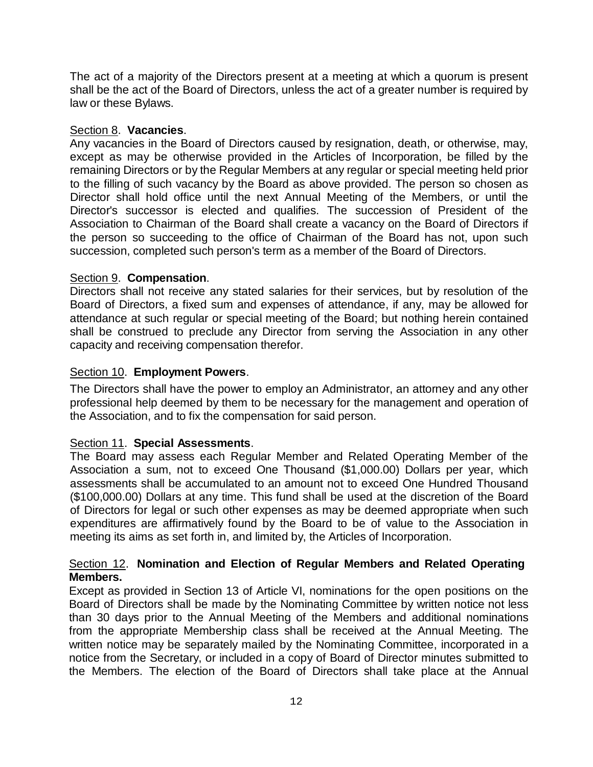The act of a majority of the Directors present at a meeting at which a quorum is present shall be the act of the Board of Directors, unless the act of a greater number is required by law or these Bylaws.

Section 8. **Vacancies**.
Any vacancies in the Board of Directors caused by resignation, death, or otherwise, may, except as may be otherwise provided in the Articles of Incorporation, be filled by the remaining Directors or by the Regular Members at any regular or special meeting held prior to the filling of such vacancy by the Board as above provided. The person so chosen as Director shall hold office until the next Annual Meeting of the Members, or until the Director's successor is elected and qualifies. The succession of President of the Association to Chairman of the Board shall create a vacancy on the Board of Directors if the person so succeeding to the office of Chairman of the Board has not, upon such succession, completed such person's term as a member of the Board of Directors.

Section 9. **Compensation**.
Directors shall not receive any stated salaries for their services, but by resolution of the Board of Directors, a fixed sum and expenses of attendance, if any, may be allowed for attendance at such regular or special meeting of the Board; but nothing herein contained shall be construed to preclude any Director from serving the Association in any other capacity and receiving compensation therefor.

Section 10. **Employment Powers**.
The Directors shall have the power to employ an Administrator, an attorney and any other professional help deemed by them to be necessary for the management and operation of the Association, and to fix the compensation for said person.

Section 11. **Special Assessments**.
The Board may assess each Regular Member and Related Operating Member of the Association a sum, not to exceed One Thousand ($1,000.00) Dollars per year, which assessments shall be accumulated to an amount not to exceed One Hundred Thousand ($100,000.00) Dollars at any time. This fund shall be used at the discretion of the Board of Directors for legal or such other expenses as may be deemed appropriate when such expenditures are affirmatively found by the Board to be of value to the Association in meeting its aims as set forth in, and limited by, the Articles of Incorporation.

Section 12. **Nomination and Election of Regular Members and Related Operating Members.**
Except as provided in Section 13 of Article VI, nominations for the open positions on the Board of Directors shall be made by the Nominating Committee by written notice not less than 30 days prior to the Annual Meeting of the Members and additional nominations from the appropriate Membership class shall be received at the Annual Meeting. The written notice may be separately mailed by the Nominating Committee, incorporated in a notice from the Secretary, or included in a copy of Board of Director minutes submitted to the Members. The election of the Board of Directors shall take place at the Annual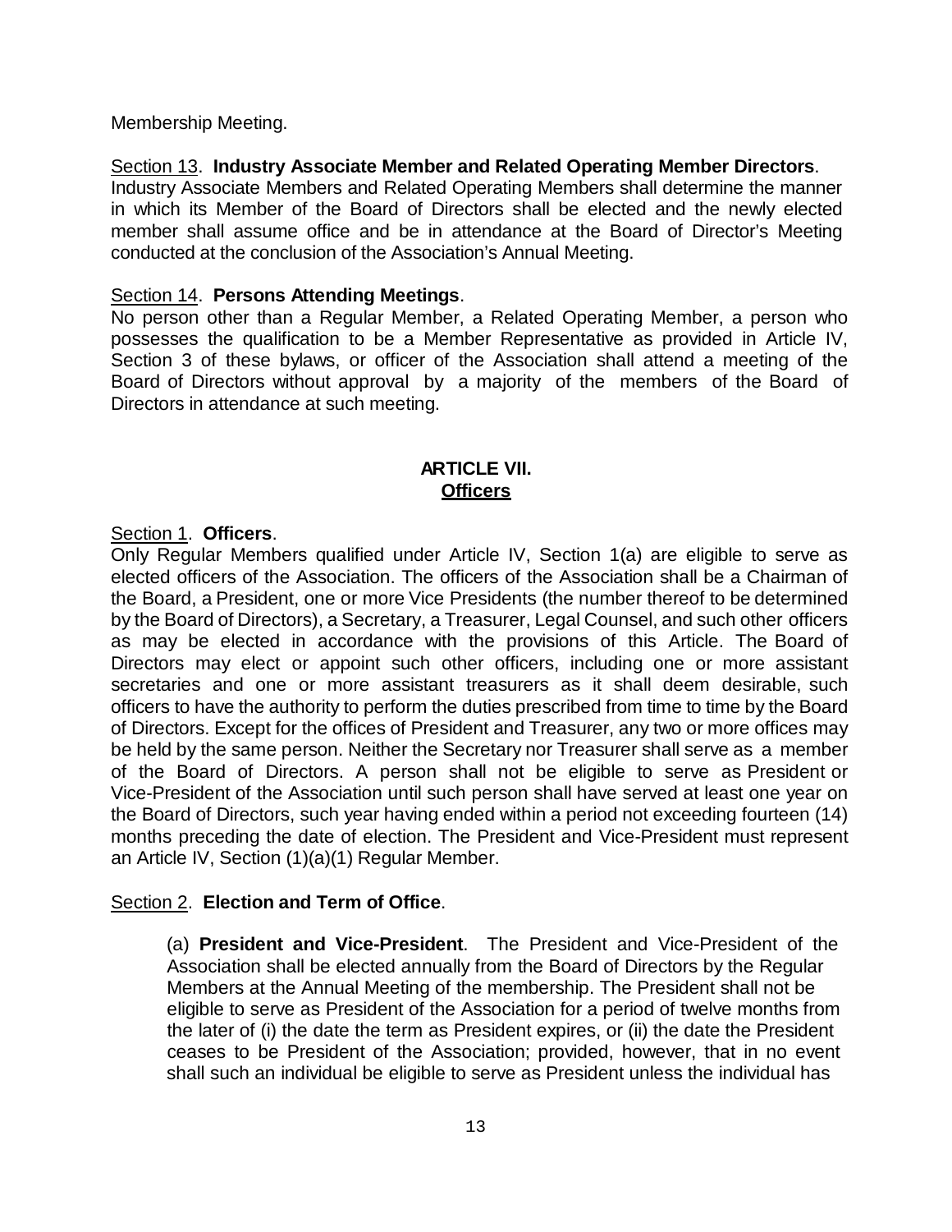Membership Meeting.

<u>Section 13</u>. **Industry Associate Member and Related Operating Member Directors**.
Industry Associate Members and Related Operating Members shall determine the manner in which its Member of the Board of Directors shall be elected and the newly elected member shall assume office and be in attendance at the Board of Director's Meeting conducted at the conclusion of the Association's Annual Meeting.

<u>Section 14</u>. **Persons Attending Meetings**.
No person other than a Regular Member, a Related Operating Member, a person who possesses the qualification to be a Member Representative as provided in Article IV, Section 3 of these bylaws, or officer of the Association shall attend a meeting of the Board of Directors without approval by a majority of the members of the Board of Directors in attendance at such meeting.

## ARTICLE VII.
## <u>Officers</u>

<u>Section 1</u>. **Officers**.
Only Regular Members qualified under Article IV, Section 1(a) are eligible to serve as elected officers of the Association. The officers of the Association shall be a Chairman of the Board, a President, one or more Vice Presidents (the number thereof to be determined by the Board of Directors), a Secretary, a Treasurer, Legal Counsel, and such other officers as may be elected in accordance with the provisions of this Article. The Board of Directors may elect or appoint such other officers, including one or more assistant secretaries and one or more assistant treasurers as it shall deem desirable, such officers to have the authority to perform the duties prescribed from time to time by the Board of Directors. Except for the offices of President and Treasurer, any two or more offices may be held by the same person. Neither the Secretary nor Treasurer shall serve as a member of the Board of Directors. A person shall not be eligible to serve as President or Vice-President of the Association until such person shall have served at least one year on the Board of Directors, such year having ended within a period not exceeding fourteen (14) months preceding the date of election. The President and Vice-President must represent an Article IV, Section (1)(a)(1) Regular Member.

<u>Section 2</u>. **Election and Term of Office**.

(a) **President and Vice-President**. The President and Vice-President of the Association shall be elected annually from the Board of Directors by the Regular Members at the Annual Meeting of the membership. The President shall not be eligible to serve as President of the Association for a period of twelve months from the later of (i) the date the term as President expires, or (ii) the date the President ceases to be President of the Association; provided, however, that in no event shall such an individual be eligible to serve as President unless the individual has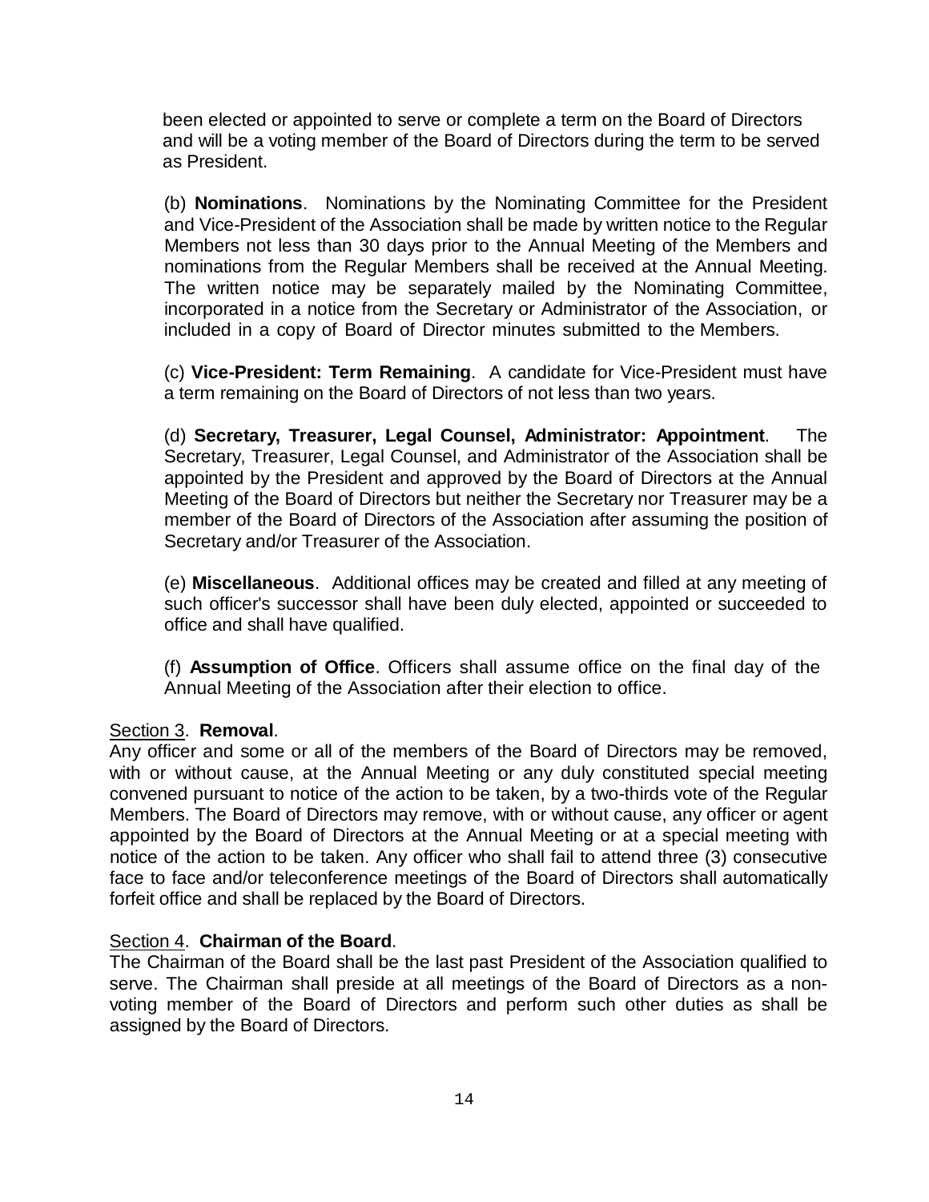been elected or appointed to serve or complete a term on the Board of Directors and will be a voting member of the Board of Directors during the term to be served as President.

(b) **Nominations**. Nominations by the Nominating Committee for the President and Vice-President of the Association shall be made by written notice to the Regular Members not less than 30 days prior to the Annual Meeting of the Members and nominations from the Regular Members shall be received at the Annual Meeting. The written notice may be separately mailed by the Nominating Committee, incorporated in a notice from the Secretary or Administrator of the Association, or included in a copy of Board of Director minutes submitted to the Members.

(c) **Vice-President: Term Remaining**. A candidate for Vice-President must have a term remaining on the Board of Directors of not less than two years.

(d) **Secretary, Treasurer, Legal Counsel, Administrator: Appointment**. The Secretary, Treasurer, Legal Counsel, and Administrator of the Association shall be appointed by the President and approved by the Board of Directors at the Annual Meeting of the Board of Directors but neither the Secretary nor Treasurer may be a member of the Board of Directors of the Association after assuming the position of Secretary and/or Treasurer of the Association.

(e) **Miscellaneous**. Additional offices may be created and filled at any meeting of such officer's successor shall have been duly elected, appointed or succeeded to office and shall have qualified.

(f) **Assumption of Office**. Officers shall assume office on the final day of the Annual Meeting of the Association after their election to office.

Section 3. **Removal**.
Any officer and some or all of the members of the Board of Directors may be removed, with or without cause, at the Annual Meeting or any duly constituted special meeting convened pursuant to notice of the action to be taken, by a two-thirds vote of the Regular Members. The Board of Directors may remove, with or without cause, any officer or agent appointed by the Board of Directors at the Annual Meeting or at a special meeting with notice of the action to be taken. Any officer who shall fail to attend three (3) consecutive face to face and/or teleconference meetings of the Board of Directors shall automatically forfeit office and shall be replaced by the Board of Directors.

Section 4. **Chairman of the Board**.
The Chairman of the Board shall be the last past President of the Association qualified to serve. The Chairman shall preside at all meetings of the Board of Directors as a non-voting member of the Board of Directors and perform such other duties as shall be assigned by the Board of Directors.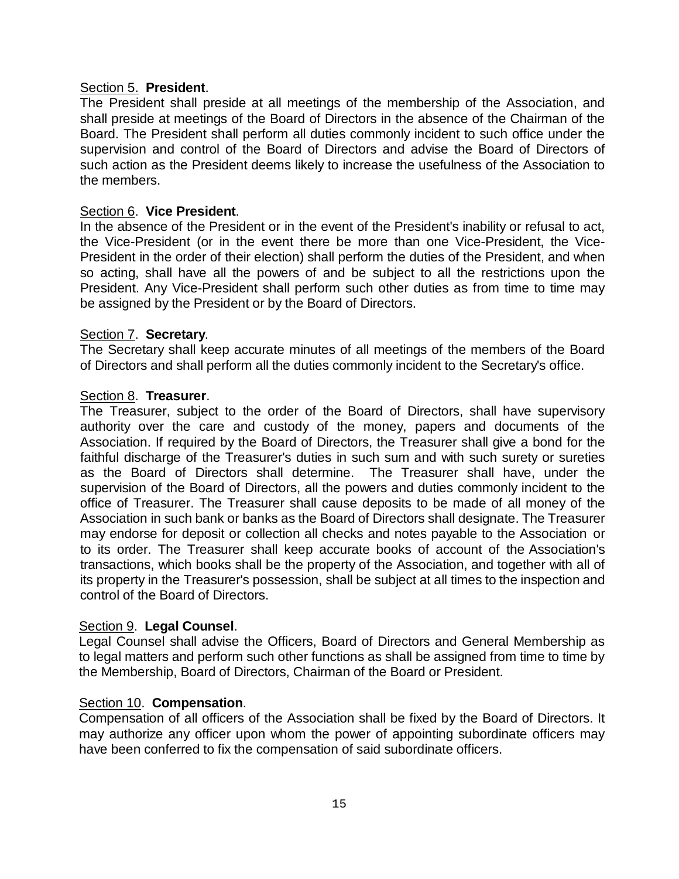Section 5. **President**.
The President shall preside at all meetings of the membership of the Association, and shall preside at meetings of the Board of Directors in the absence of the Chairman of the Board. The President shall perform all duties commonly incident to such office under the supervision and control of the Board of Directors and advise the Board of Directors of such action as the President deems likely to increase the usefulness of the Association to the members.

Section 6. **Vice President**.
In the absence of the President or in the event of the President's inability or refusal to act, the Vice-President (or in the event there be more than one Vice-President, the Vice-President in the order of their election) shall perform the duties of the President, and when so acting, shall have all the powers of and be subject to all the restrictions upon the President. Any Vice-President shall perform such other duties as from time to time may be assigned by the President or by the Board of Directors.

Section 7. **Secretary**.
The Secretary shall keep accurate minutes of all meetings of the members of the Board of Directors and shall perform all the duties commonly incident to the Secretary's office.

Section 8. **Treasurer**.
The Treasurer, subject to the order of the Board of Directors, shall have supervisory authority over the care and custody of the money, papers and documents of the Association. If required by the Board of Directors, the Treasurer shall give a bond for the faithful discharge of the Treasurer's duties in such sum and with such surety or sureties as the Board of Directors shall determine. The Treasurer shall have, under the supervision of the Board of Directors, all the powers and duties commonly incident to the office of Treasurer. The Treasurer shall cause deposits to be made of all money of the Association in such bank or banks as the Board of Directors shall designate. The Treasurer may endorse for deposit or collection all checks and notes payable to the Association or to its order. The Treasurer shall keep accurate books of account of the Association's transactions, which books shall be the property of the Association, and together with all of its property in the Treasurer's possession, shall be subject at all times to the inspection and control of the Board of Directors.

Section 9. **Legal Counsel**.
Legal Counsel shall advise the Officers, Board of Directors and General Membership as to legal matters and perform such other functions as shall be assigned from time to time by the Membership, Board of Directors, Chairman of the Board or President.

Section 10. **Compensation**.
Compensation of all officers of the Association shall be fixed by the Board of Directors. It may authorize any officer upon whom the power of appointing subordinate officers may have been conferred to fix the compensation of said subordinate officers.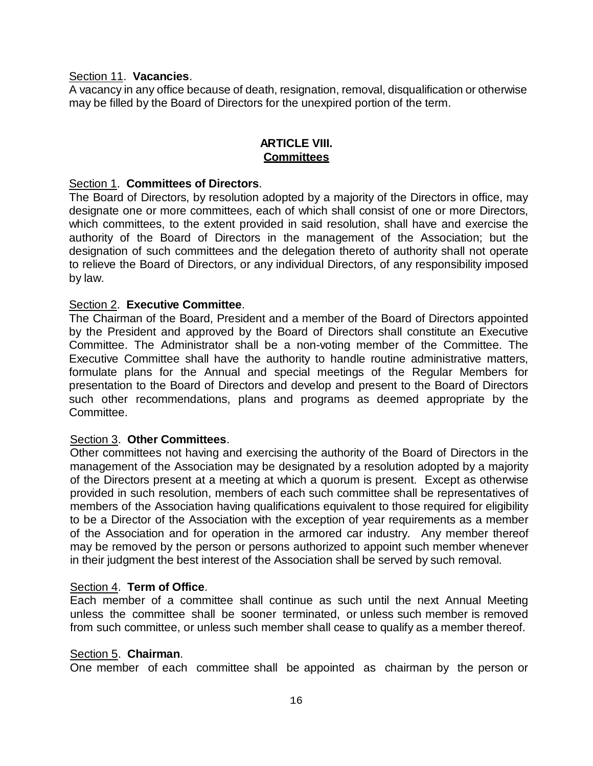Section 11. **Vacancies**.
A vacancy in any office because of death, resignation, removal, disqualification or otherwise may be filled by the Board of Directors for the unexpired portion of the term.

## ARTICLE VIII.
## Committees

Section 1. **Committees of Directors**.
The Board of Directors, by resolution adopted by a majority of the Directors in office, may designate one or more committees, each of which shall consist of one or more Directors, which committees, to the extent provided in said resolution, shall have and exercise the authority of the Board of Directors in the management of the Association; but the designation of such committees and the delegation thereto of authority shall not operate to relieve the Board of Directors, or any individual Directors, of any responsibility imposed by law.

Section 2. **Executive Committee**.
The Chairman of the Board, President and a member of the Board of Directors appointed by the President and approved by the Board of Directors shall constitute an Executive Committee. The Administrator shall be a non-voting member of the Committee. The Executive Committee shall have the authority to handle routine administrative matters, formulate plans for the Annual and special meetings of the Regular Members for presentation to the Board of Directors and develop and present to the Board of Directors such other recommendations, plans and programs as deemed appropriate by the Committee.

Section 3. **Other Committees**.
Other committees not having and exercising the authority of the Board of Directors in the management of the Association may be designated by a resolution adopted by a majority of the Directors present at a meeting at which a quorum is present. Except as otherwise provided in such resolution, members of each such committee shall be representatives of members of the Association having qualifications equivalent to those required for eligibility to be a Director of the Association with the exception of year requirements as a member of the Association and for operation in the armored car industry. Any member thereof may be removed by the person or persons authorized to appoint such member whenever in their judgment the best interest of the Association shall be served by such removal.

Section 4. **Term of Office**.
Each member of a committee shall continue as such until the next Annual Meeting unless the committee shall be sooner terminated, or unless such member is removed from such committee, or unless such member shall cease to qualify as a member thereof.

Section 5. **Chairman**.
One member of each committee shall be appointed as chairman by the person or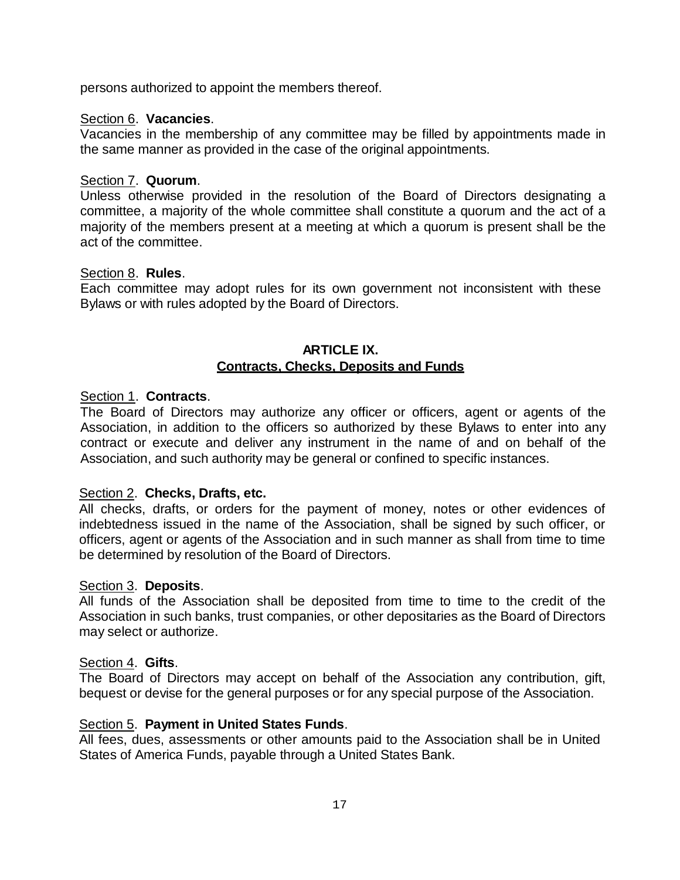persons authorized to appoint the members thereof.

Section 6. **Vacancies**.
Vacancies in the membership of any committee may be filled by appointments made in the same manner as provided in the case of the original appointments.

Section 7. **Quorum**.
Unless otherwise provided in the resolution of the Board of Directors designating a committee, a majority of the whole committee shall constitute a quorum and the act of a majority of the members present at a meeting at which a quorum is present shall be the act of the committee.

Section 8. **Rules**.
Each committee may adopt rules for its own government not inconsistent with these Bylaws or with rules adopted by the Board of Directors.

## ARTICLE IX.
## Contracts, Checks, Deposits and Funds

Section 1. **Contracts**.
The Board of Directors may authorize any officer or officers, agent or agents of the Association, in addition to the officers so authorized by these Bylaws to enter into any contract or execute and deliver any instrument in the name of and on behalf of the Association, and such authority may be general or confined to specific instances.

Section 2. **Checks, Drafts, etc.**
All checks, drafts, or orders for the payment of money, notes or other evidences of indebtedness issued in the name of the Association, shall be signed by such officer, or officers, agent or agents of the Association and in such manner as shall from time to time be determined by resolution of the Board of Directors.

Section 3. **Deposits**.
All funds of the Association shall be deposited from time to time to the credit of the Association in such banks, trust companies, or other depositaries as the Board of Directors may select or authorize.

Section 4. **Gifts**.
The Board of Directors may accept on behalf of the Association any contribution, gift, bequest or devise for the general purposes or for any special purpose of the Association.

Section 5. **Payment in United States Funds**.
All fees, dues, assessments or other amounts paid to the Association shall be in United States of America Funds, payable through a United States Bank.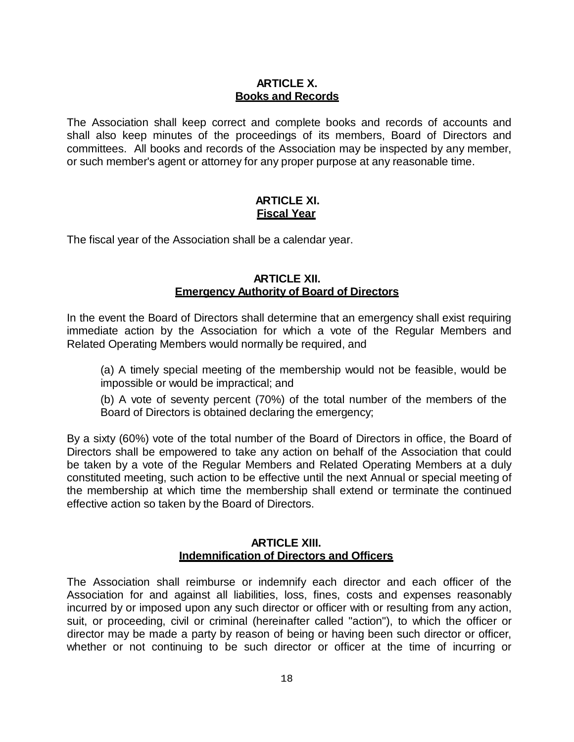## ARTICLE X.
## Books and Records

The Association shall keep correct and complete books and records of accounts and shall also keep minutes of the proceedings of its members, Board of Directors and committees. All books and records of the Association may be inspected by any member, or such member's agent or attorney for any proper purpose at any reasonable time.

## ARTICLE XI.
## Fiscal Year

The fiscal year of the Association shall be a calendar year.

## ARTICLE XII.
## Emergency Authority of Board of Directors

In the event the Board of Directors shall determine that an emergency shall exist requiring immediate action by the Association for which a vote of the Regular Members and Related Operating Members would normally be required, and

(a) A timely special meeting of the membership would not be feasible, would be impossible or would be impractical; and

(b) A vote of seventy percent (70%) of the total number of the members of the Board of Directors is obtained declaring the emergency;

By a sixty (60%) vote of the total number of the Board of Directors in office, the Board of Directors shall be empowered to take any action on behalf of the Association that could be taken by a vote of the Regular Members and Related Operating Members at a duly constituted meeting, such action to be effective until the next Annual or special meeting of the membership at which time the membership shall extend or terminate the continued effective action so taken by the Board of Directors.

## ARTICLE XIII.
## Indemnification of Directors and Officers

The Association shall reimburse or indemnify each director and each officer of the Association for and against all liabilities, loss, fines, costs and expenses reasonably incurred by or imposed upon any such director or officer with or resulting from any action, suit, or proceeding, civil or criminal (hereinafter called "action"), to which the officer or director may be made a party by reason of being or having been such director or officer, whether or not continuing to be such director or officer at the time of incurring or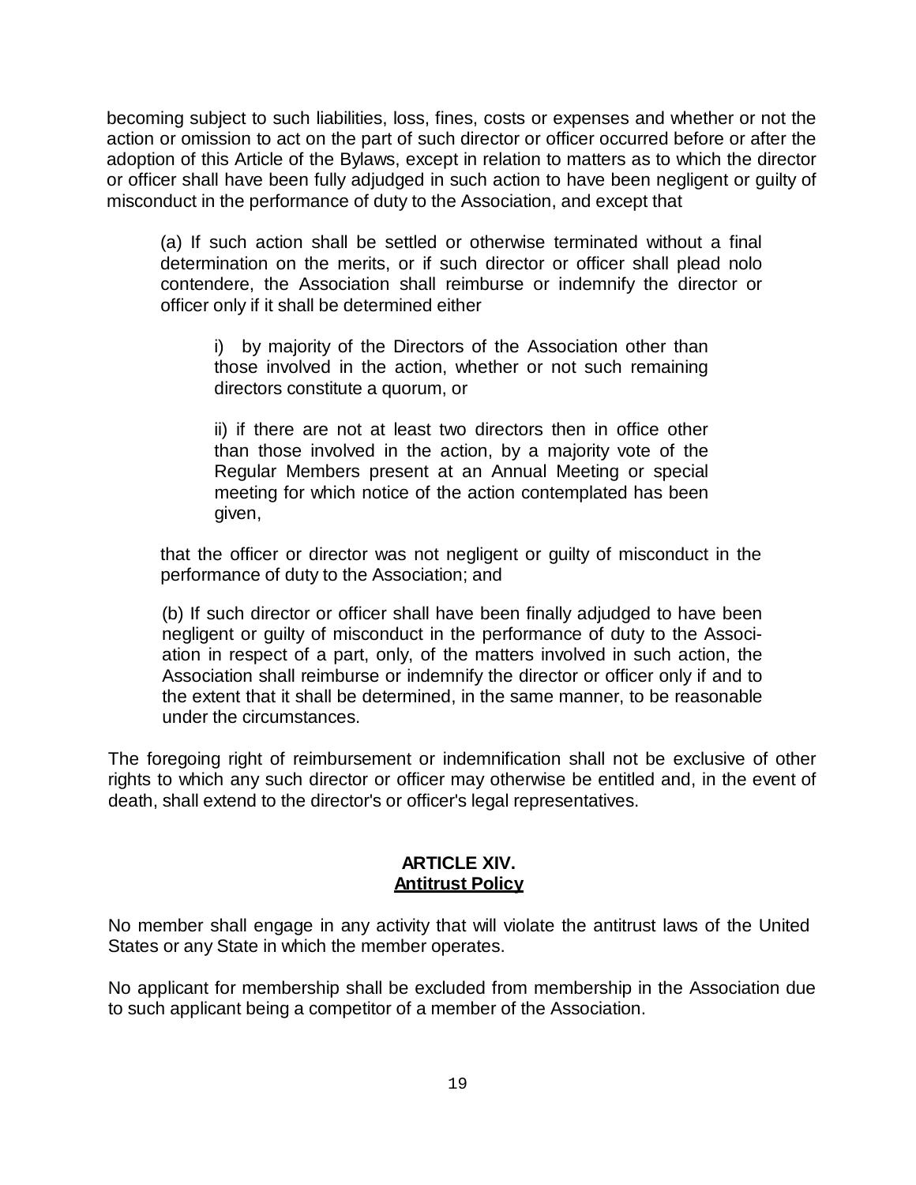becoming subject to such liabilities, loss, fines, costs or expenses and whether or not the action or omission to act on the part of such director or officer occurred before or after the adoption of this Article of the Bylaws, except in relation to matters as to which the director or officer shall have been fully adjudged in such action to have been negligent or guilty of misconduct in the performance of duty to the Association, and except that

> (a) If such action shall be settled or otherwise terminated without a final determination on the merits, or if such director or officer shall plead nolo contendere, the Association shall reimburse or indemnify the director or officer only if it shall be determined either
>
> > i) by majority of the Directors of the Association other than those involved in the action, whether or not such remaining directors constitute a quorum, or
> >
> > ii) if there are not at least two directors then in office other than those involved in the action, by a majority vote of the Regular Members present at an Annual Meeting or special meeting for which notice of the action contemplated has been given,
>
> that the officer or director was not negligent or guilty of misconduct in the performance of duty to the Association; and
>
> (b) If such director or officer shall have been finally adjudged to have been negligent or guilty of misconduct in the performance of duty to the Association in respect of a part, only, of the matters involved in such action, the Association shall reimburse or indemnify the director or officer only if and to the extent that it shall be determined, in the same manner, to be reasonable under the circumstances.

The foregoing right of reimbursement or indemnification shall not be exclusive of other rights to which any such director or officer may otherwise be entitled and, in the event of death, shall extend to the director's or officer's legal representatives.

## ARTICLE XIV.
## Antitrust Policy

No member shall engage in any activity that will violate the antitrust laws of the United States or any State in which the member operates.

No applicant for membership shall be excluded from membership in the Association due to such applicant being a competitor of a member of the Association.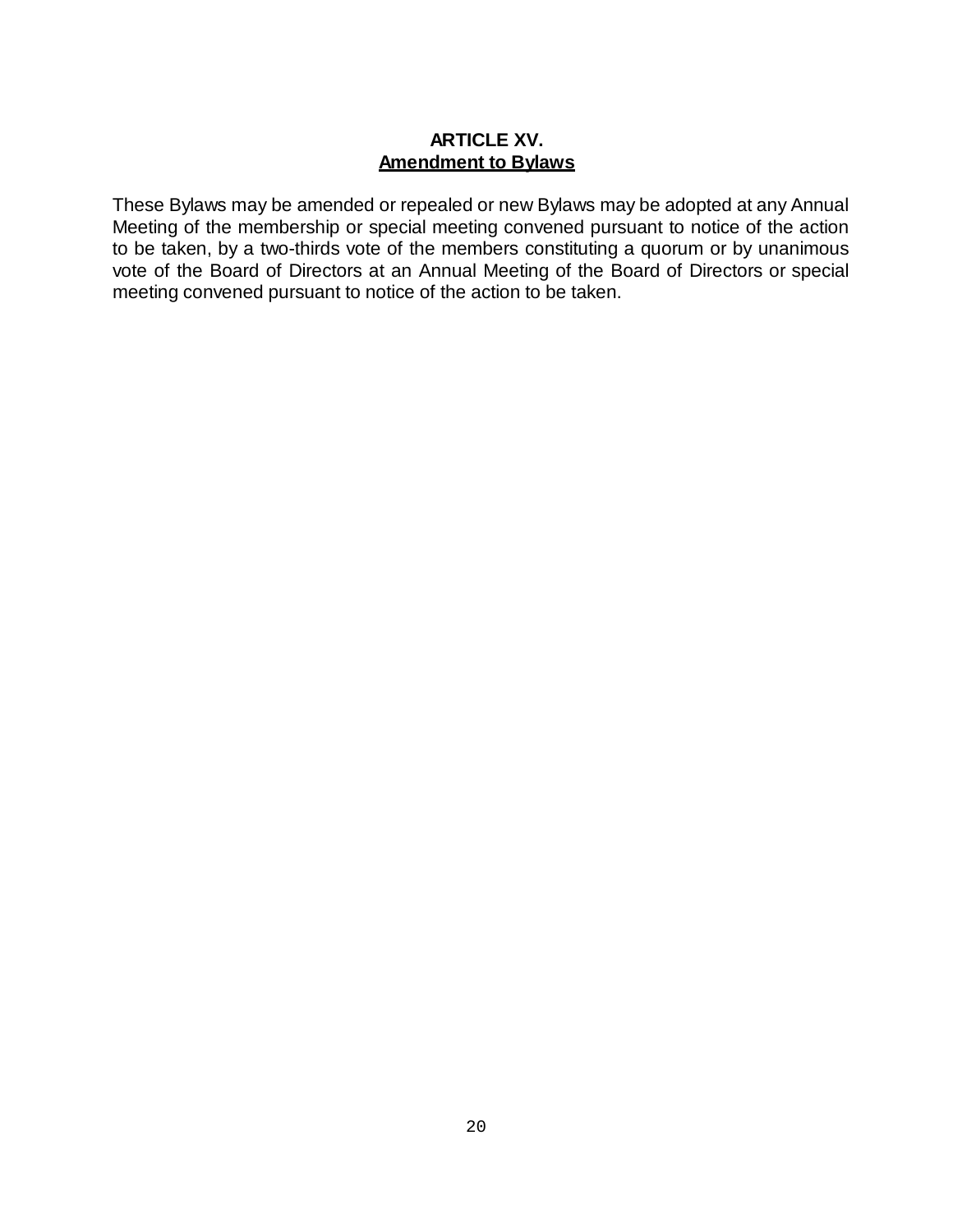## ARTICLE XV.
## Amendment to Bylaws

These Bylaws may be amended or repealed or new Bylaws may be adopted at any Annual Meeting of the membership or special meeting convened pursuant to notice of the action to be taken, by a two-thirds vote of the members constituting a quorum or by unanimous vote of the Board of Directors at an Annual Meeting of the Board of Directors or special meeting convened pursuant to notice of the action to be taken.